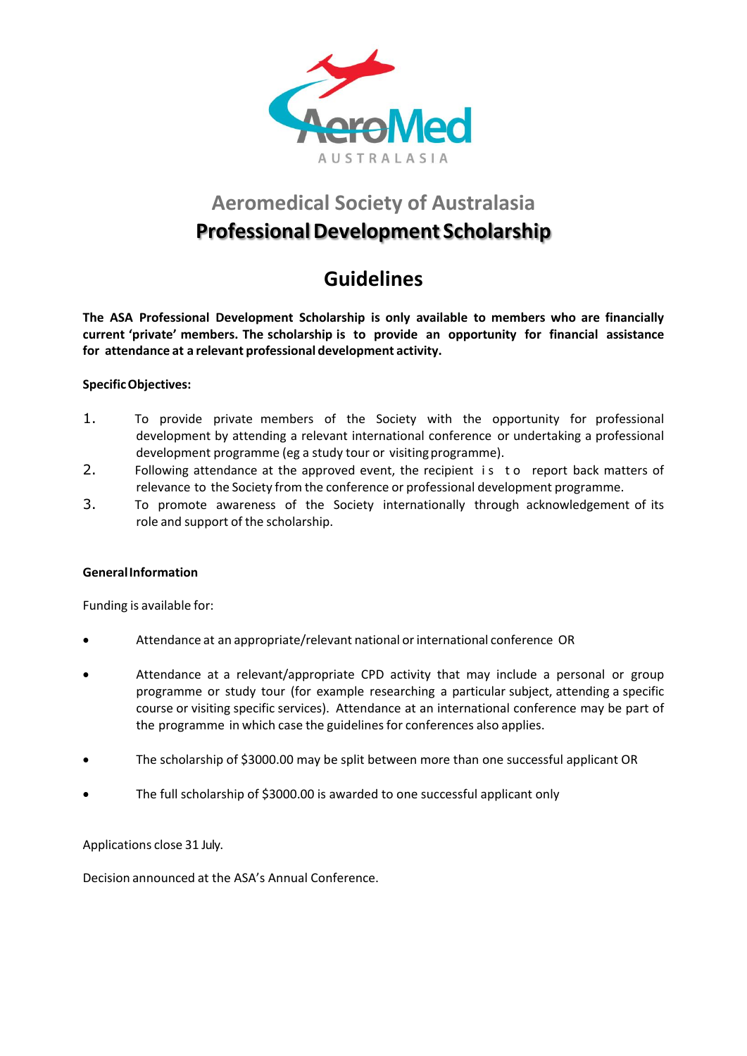AeroMed AUSTRALASIA

## Aeromedical Society of Australasia

# Professional Development Scholarship

## Guidelines

**The ASA Professional Development Scholarship is only available to members who are financially current 'private' members. The scholarship is to provide an opportunity for financial assistance for attendance at a relevant professional development activity.**

**Specific Objectives:**

1. To provide private members of the Society with the opportunity for professional development by attending a relevant international conference or undertaking a professional development programme (eg a study tour or visiting programme).
2. Following attendance at the approved event, the recipient is to report back matters of relevance to the Society from the conference or professional development programme.
3. To promote awareness of the Society internationally through acknowledgement of its role and support of the scholarship.

**General Information**

Funding is available for:

- Attendance at an appropriate/relevant national or international conference OR
- Attendance at a relevant/appropriate CPD activity that may include a personal or group programme or study tour (for example researching a particular subject, attending a specific course or visiting specific services). Attendance at an international conference may be part of the programme in which case the guidelines for conferences also applies.
- The scholarship of $3000.00 may be split between more than one successful applicant OR
- The full scholarship of $3000.00 is awarded to one successful applicant only

Applications close 31 July.

Decision announced at the ASA's Annual Conference.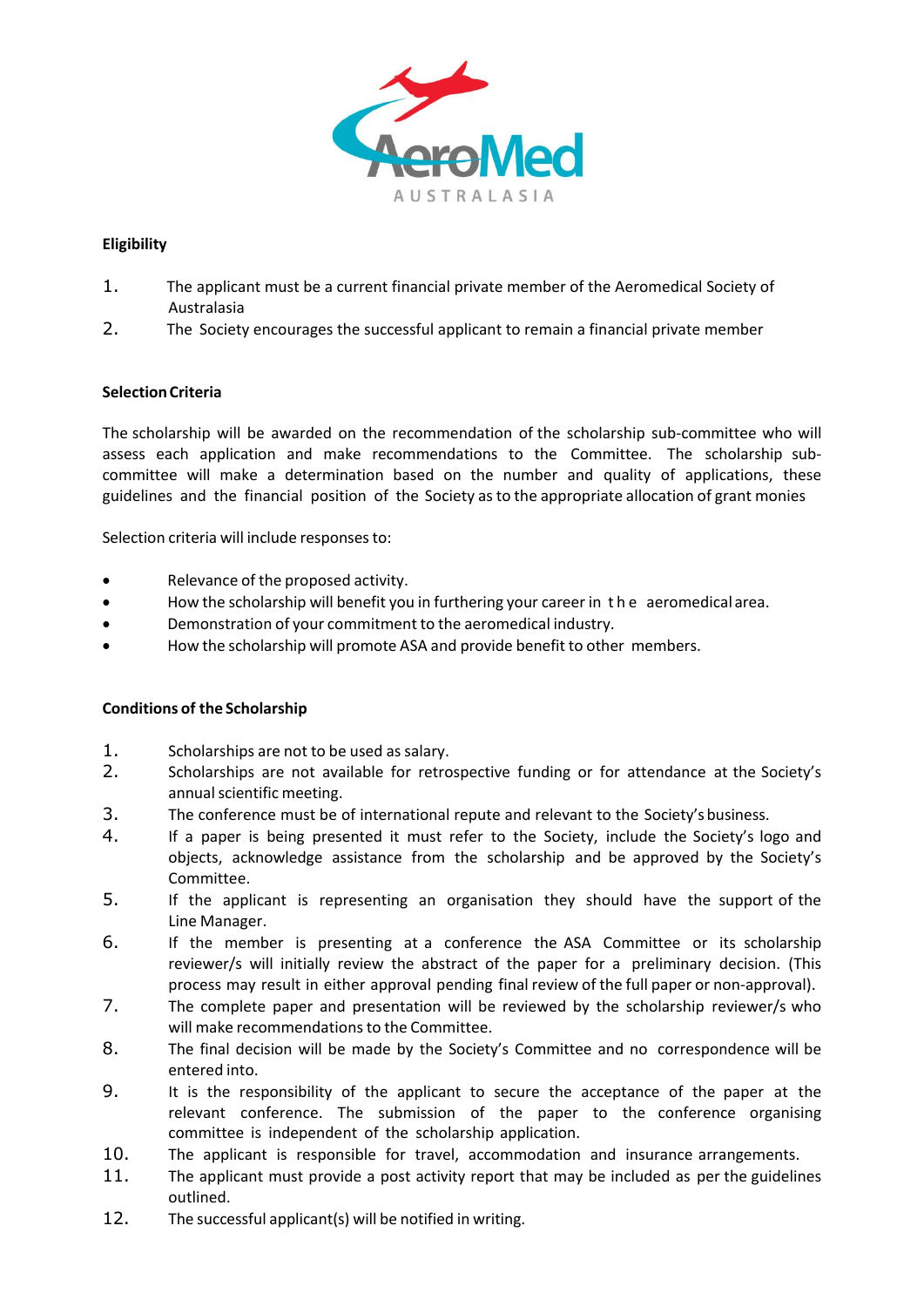AeroMed AUSTRALASIA

**Eligibility**

1. The applicant must be a current financial private member of the Aeromedical Society of Australasia
2. The Society encourages the successful applicant to remain a financial private member

**Selection Criteria**

The scholarship will be awarded on the recommendation of the scholarship sub-committee who will assess each application and make recommendations to the Committee. The scholarship sub-committee will make a determination based on the number and quality of applications, these guidelines and the financial position of the Society as to the appropriate allocation of grant monies

Selection criteria will include responses to:

- Relevance of the proposed activity.
- How the scholarship will benefit you in furthering your career in the aeromedical area.
- Demonstration of your commitment to the aeromedical industry.
- How the scholarship will promote ASA and provide benefit to other members.

**Conditions of the Scholarship**

1. Scholarships are not to be used as salary.
2. Scholarships are not available for retrospective funding or for attendance at the Society's annual scientific meeting.
3. The conference must be of international repute and relevant to the Society's business.
4. If a paper is being presented it must refer to the Society, include the Society's logo and objects, acknowledge assistance from the scholarship and be approved by the Society's Committee.
5. If the applicant is representing an organisation they should have the support of the Line Manager.
6. If the member is presenting at a conference the ASA Committee or its scholarship reviewer/s will initially review the abstract of the paper for a preliminary decision. (This process may result in either approval pending final review of the full paper or non-approval).
7. The complete paper and presentation will be reviewed by the scholarship reviewer/s who will make recommendations to the Committee.
8. The final decision will be made by the Society's Committee and no correspondence will be entered into.
9. It is the responsibility of the applicant to secure the acceptance of the paper at the relevant conference. The submission of the paper to the conference organising committee is independent of the scholarship application.
10. The applicant is responsible for travel, accommodation and insurance arrangements.
11. The applicant must provide a post activity report that may be included as per the guidelines outlined.
12. The successful applicant(s) will be notified in writing.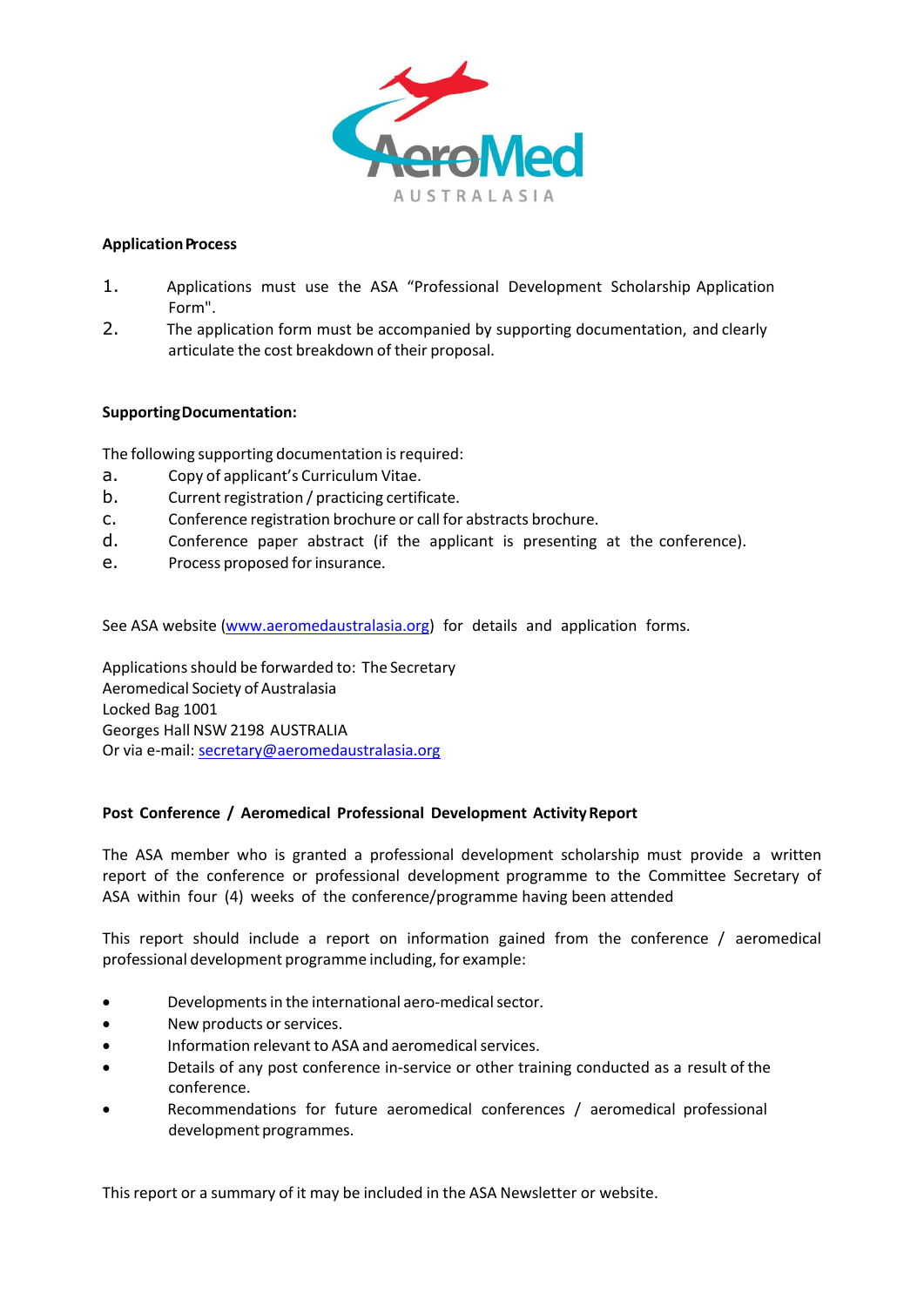## Application Process

1. Applications must use the ASA "Professional Development Scholarship Application Form".
2. The application form must be accompanied by supporting documentation, and clearly articulate the cost breakdown of their proposal.

## Supporting Documentation:

The following supporting documentation is required:

a. Copy of applicant's Curriculum Vitae.
b. Current registration / practicing certificate.
c. Conference registration brochure or call for abstracts brochure.
d. Conference paper abstract (if the applicant is presenting at the conference).
e. Process proposed for insurance.

See ASA website ([www.aeromedaustralasia.org](http://www.aeromedaustralasia.org)) for details and application forms.

Applications should be forwarded to: The Secretary
Aeromedical Society of Australasia
Locked Bag 1001
Georges Hall NSW 2198 AUSTRALIA
Or via e-mail: [secretary@aeromedaustralasia.org](mailto:secretary@aeromedaustralasia.org)

## Post Conference / Aeromedical Professional Development Activity Report

The ASA member who is granted a professional development scholarship must provide a written report of the conference or professional development programme to the Committee Secretary of ASA within four (4) weeks of the conference/programme having been attended

This report should include a report on information gained from the conference / aeromedical professional development programme including, for example:

- Developments in the international aero-medical sector.
- New products or services.
- Information relevant to ASA and aeromedical services.
- Details of any post conference in-service or other training conducted as a result of the conference.
- Recommendations for future aeromedical conferences / aeromedical professional development programmes.

This report or a summary of it may be included in the ASA Newsletter or website.